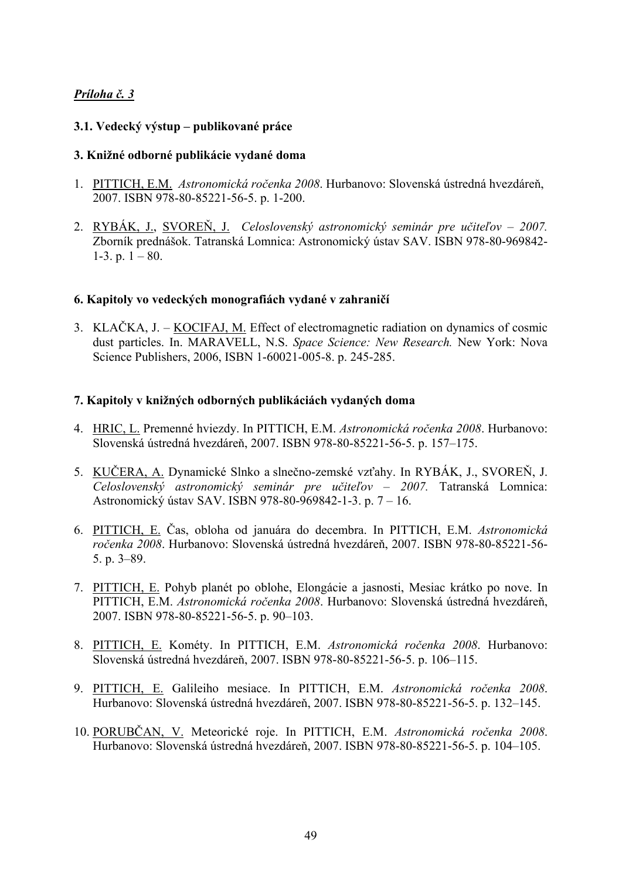***Príloha č. 3***

**3.1. Vedecký výstup – publikované práce**

**3. Knižné odborné publikácie vydané doma**

1. PITTICH, E.M. *Astronomická ročenka 2008*. Hurbanovo: Slovenská ústredná hvezdáreň, 2007. ISBN 978-80-85221-56-5. p. 1-200.

2. RYBÁK, J., SVOREŇ, J. *Celoslovenský astronomický seminár pre učiteľov – 2007.* Zborník prednášok. Tatranská Lomnica: Astronomický ústav SAV. ISBN 978-80-969842-1-3. p. 1 – 80.

**6. Kapitoly vo vedeckých monografiách vydané v zahraničí**

3. KLAČKA, J. – KOCIFAJ, M. Effect of electromagnetic radiation on dynamics of cosmic dust particles. In. MARAVELL, N.S. *Space Science: New Research.* New York: Nova Science Publishers, 2006, ISBN 1-60021-005-8. p. 245-285.

**7. Kapitoly v knižných odborných publikáciách vydaných doma**

4. HRIC, L. Premenné hviezdy. In PITTICH, E.M. *Astronomická ročenka 2008*. Hurbanovo: Slovenská ústredná hvezdáreň, 2007. ISBN 978-80-85221-56-5. p. 157–175.

5. KUČERA, A. Dynamické Slnko a slnečno-zemské vzťahy. In RYBÁK, J., SVOREŇ, J. *Celoslovenský astronomický seminár pre učiteľov – 2007.* Tatranská Lomnica: Astronomický ústav SAV. ISBN 978-80-969842-1-3. p. 7 – 16.

6. PITTICH, E. Čas, obloha od januára do decembra. In PITTICH, E.M. *Astronomická ročenka 2008*. Hurbanovo: Slovenská ústredná hvezdáreň, 2007. ISBN 978-80-85221-56-5. p. 3–89.

7. PITTICH, E. Pohyb planét po oblohe, Elongácie a jasnosti, Mesiac krátko po nove. In PITTICH, E.M. *Astronomická ročenka 2008*. Hurbanovo: Slovenská ústredná hvezdáreň, 2007. ISBN 978-80-85221-56-5. p. 90–103.

8. PITTICH, E. Kométy. In PITTICH, E.M. *Astronomická ročenka 2008*. Hurbanovo: Slovenská ústredná hvezdáreň, 2007. ISBN 978-80-85221-56-5. p. 106–115.

9. PITTICH, E. Galileiho mesiace. In PITTICH, E.M. *Astronomická ročenka 2008*. Hurbanovo: Slovenská ústredná hvezdáreň, 2007. ISBN 978-80-85221-56-5. p. 132–145.

10. PORUBČAN, V. Meteorické roje. In PITTICH, E.M. *Astronomická ročenka 2008*. Hurbanovo: Slovenská ústredná hvezdáreň, 2007. ISBN 978-80-85221-56-5. p. 104–105.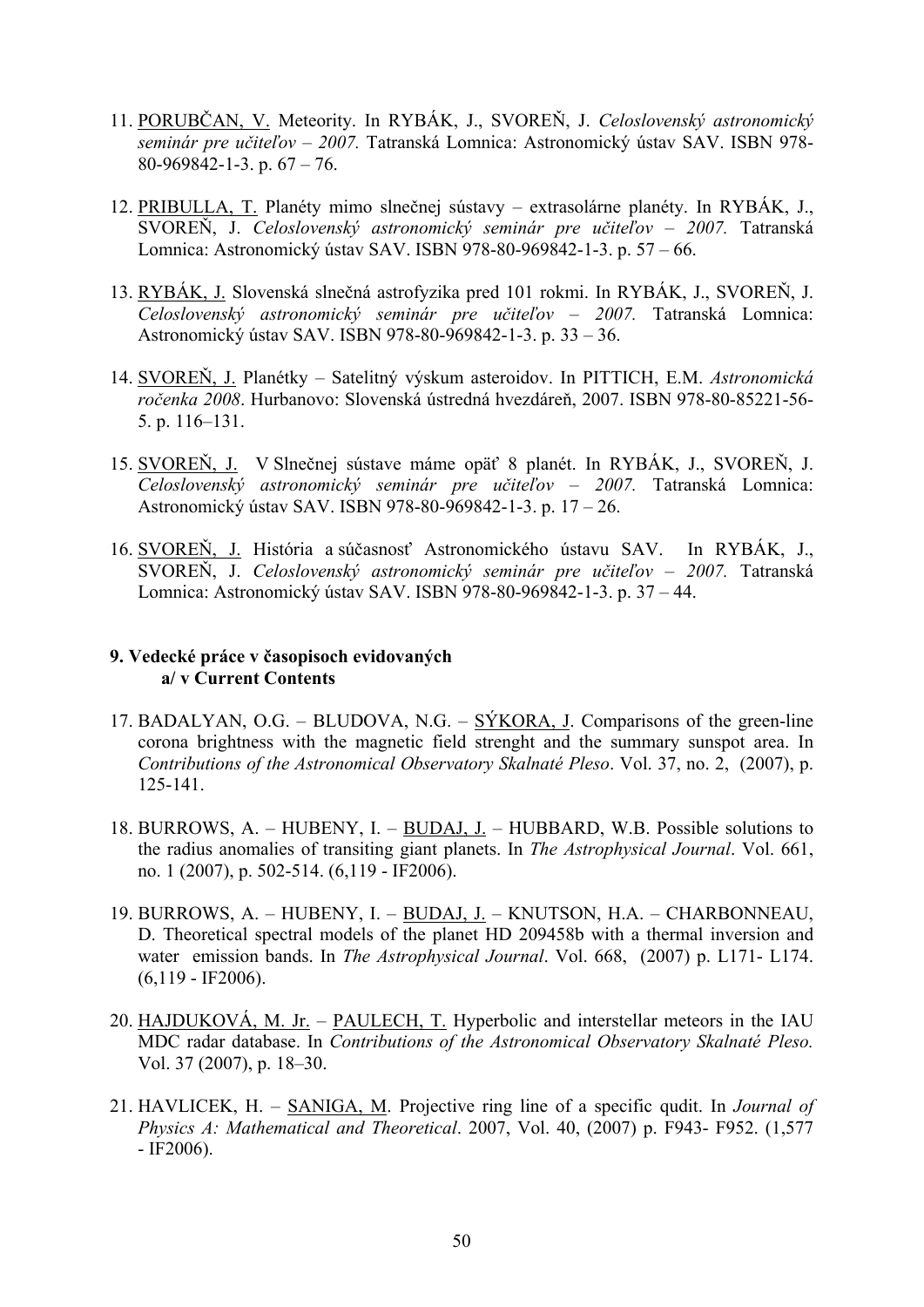11. PORUBČAN, V. Meteority. In RYBÁK, J., SVOREŇ, J. *Celoslovenský astronomický seminár pre učiteľov – 2007.* Tatranská Lomnica: Astronomický ústav SAV. ISBN 978-80-969842-1-3. p. 67 – 76.

12. PRIBULLA, T. Planéty mimo slnečnej sústavy – extrasolárne planéty. In RYBÁK, J., SVOREŇ, J. *Celoslovenský astronomický seminár pre učiteľov – 2007.* Tatranská Lomnica: Astronomický ústav SAV. ISBN 978-80-969842-1-3. p. 57 – 66.

13. RYBÁK, J. Slovenská slnečná astrofyzika pred 101 rokmi. In RYBÁK, J., SVOREŇ, J. *Celoslovenský astronomický seminár pre učiteľov – 2007.* Tatranská Lomnica: Astronomický ústav SAV. ISBN 978-80-969842-1-3. p. 33 – 36.

14. SVOREŇ, J. Planétky – Satelitný výskum asteroidov. In PITTICH, E.M. *Astronomická ročenka 2008*. Hurbanovo: Slovenská ústredná hvezdáreň, 2007. ISBN 978-80-85221-56-5. p. 116–131.

15. SVOREŇ, J. V Slnečnej sústave máme opäť 8 planét. In RYBÁK, J., SVOREŇ, J. *Celoslovenský astronomický seminár pre učiteľov – 2007.* Tatranská Lomnica: Astronomický ústav SAV. ISBN 978-80-969842-1-3. p. 17 – 26.

16. SVOREŇ, J. História a súčasnosť Astronomického ústavu SAV. In RYBÁK, J., SVOREŇ, J. *Celoslovenský astronomický seminár pre učiteľov – 2007.* Tatranská Lomnica: Astronomický ústav SAV. ISBN 978-80-969842-1-3. p. 37 – 44.

**9. Vedecké práce v časopisoch evidovaných**
**a/ v Current Contents**

17. BADALYAN, O.G. – BLUDOVA, N.G. – SÝKORA, J. Comparisons of the green-line corona brightness with the magnetic field strenght and the summary sunspot area. In *Contributions of the Astronomical Observatory Skalnaté Pleso*. Vol. 37, no. 2, (2007), p. 125-141.

18. BURROWS, A. – HUBENY, I. – BUDAJ, J. – HUBBARD, W.B. Possible solutions to the radius anomalies of transiting giant planets. In *The Astrophysical Journal*. Vol. 661, no. 1 (2007), p. 502-514. (6,119 - IF2006).

19. BURROWS, A. – HUBENY, I. – BUDAJ, J. – KNUTSON, H.A. – CHARBONNEAU, D. Theoretical spectral models of the planet HD 209458b with a thermal inversion and water emission bands. In *The Astrophysical Journal*. Vol. 668, (2007) p. L171- L174. (6,119 - IF2006).

20. HAJDUKOVÁ, M. Jr. – PAULECH, T. Hyperbolic and interstellar meteors in the IAU MDC radar database. In *Contributions of the Astronomical Observatory Skalnaté Pleso.* Vol. 37 (2007), p. 18–30.

21. HAVLICEK, H. – SANIGA, M. Projective ring line of a specific qudit. In *Journal of Physics A: Mathematical and Theoretical*. 2007, Vol. 40, (2007) p. F943- F952. (1,577 - IF2006).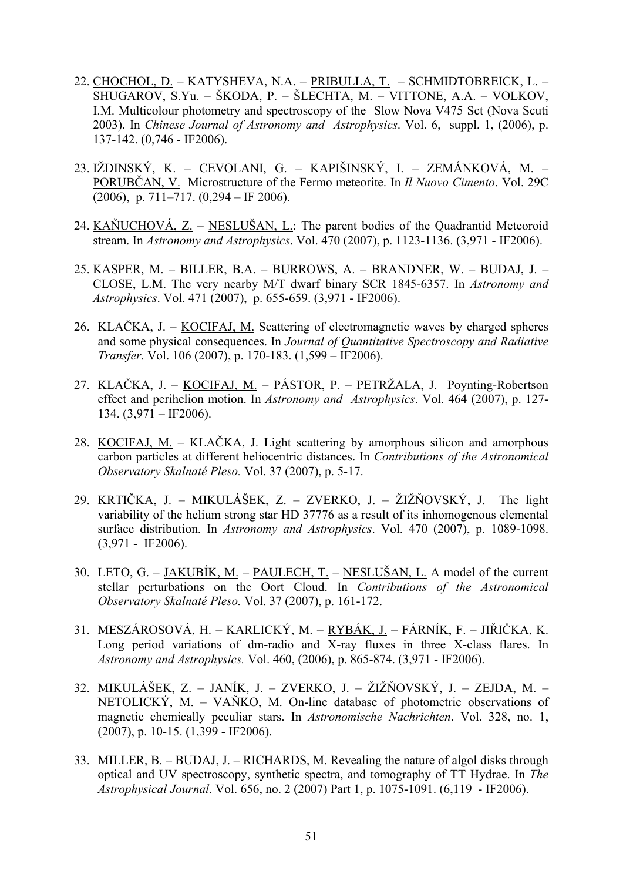22. CHOCHOL, D. – KATYSHEVA, N.A. – PRIBULLA, T. – SCHMIDTOBREICK, L. – SHUGAROV, S.Yu. – ŠKODA, P. – ŠLECHTA, M. – VITTONE, A.A. – VOLKOV, I.M. Multicolour photometry and spectroscopy of the Slow Nova V475 Sct (Nova Scuti 2003). In *Chinese Journal of Astronomy and Astrophysics*. Vol. 6, suppl. 1, (2006), p. 137-142. (0,746 - IF2006).

23. IŽDINSKÝ, K. – CEVOLANI, G. – KAPIŠINSKÝ, I. – ZEMÁNKOVÁ, M. – PORUBČAN, V. Microstructure of the Fermo meteorite. In *Il Nuovo Cimento*. Vol. 29C (2006), p. 711–717. (0,294 – IF 2006).

24. KAŇUCHOVÁ, Z. – NESLUŠAN, L.: The parent bodies of the Quadrantid Meteoroid stream. In *Astronomy and Astrophysics*. Vol. 470 (2007), p. 1123-1136. (3,971 - IF2006).

25. KASPER, M. – BILLER, B.A. – BURROWS, A. – BRANDNER, W. – BUDAJ, J. – CLOSE, L.M. The very nearby M/T dwarf binary SCR 1845-6357. In *Astronomy and Astrophysics*. Vol. 471 (2007), p. 655-659. (3,971 - IF2006).

26. KLAČKA, J. – KOCIFAJ, M. Scattering of electromagnetic waves by charged spheres and some physical consequences. In *Journal of Quantitative Spectroscopy and Radiative Transfer*. Vol. 106 (2007), p. 170-183. (1,599 – IF2006).

27. KLAČKA, J. – KOCIFAJ, M. – PÁSTOR, P. – PETRŽALA, J. Poynting-Robertson effect and perihelion motion. In *Astronomy and Astrophysics*. Vol. 464 (2007), p. 127-134. (3,971 – IF2006).

28. KOCIFAJ, M. – KLAČKA, J. Light scattering by amorphous silicon and amorphous carbon particles at different heliocentric distances. In *Contributions of the Astronomical Observatory Skalnaté Pleso.* Vol. 37 (2007), p. 5-17.

29. KRTIČKA, J. – MIKULÁŠEK, Z. – ZVERKO, J. – ŽIŽŇOVSKÝ, J. The light variability of the helium strong star HD 37776 as a result of its inhomogenous elemental surface distribution. In *Astronomy and Astrophysics*. Vol. 470 (2007), p. 1089-1098. (3,971 - IF2006).

30. LETO, G. – JAKUBÍK, M. – PAULECH, T. – NESLUŠAN, L. A model of the current stellar perturbations on the Oort Cloud. In *Contributions of the Astronomical Observatory Skalnaté Pleso.* Vol. 37 (2007), p. 161-172.

31. MESZÁROSOVÁ, H. – KARLICKÝ, M. – RYBÁK, J. – FÁRNÍK, F. – JIŘIČKA, K. Long period variations of dm-radio and X-ray fluxes in three X-class flares. In *Astronomy and Astrophysics.* Vol. 460, (2006), p. 865-874. (3,971 - IF2006).

32. MIKULÁŠEK, Z. – JANÍK, J. – ZVERKO, J. – ŽIŽŇOVSKÝ, J. – ZEJDA, M. – NETOLICKÝ, M. – VAŇKO, M. On-line database of photometric observations of magnetic chemically peculiar stars. In *Astronomische Nachrichten*. Vol. 328, no. 1, (2007), p. 10-15. (1,399 - IF2006).

33. MILLER, B. – BUDAJ, J. – RICHARDS, M. Revealing the nature of algol disks through optical and UV spectroscopy, synthetic spectra, and tomography of TT Hydrae. In *The Astrophysical Journal*. Vol. 656, no. 2 (2007) Part 1, p. 1075-1091. (6,119 - IF2006).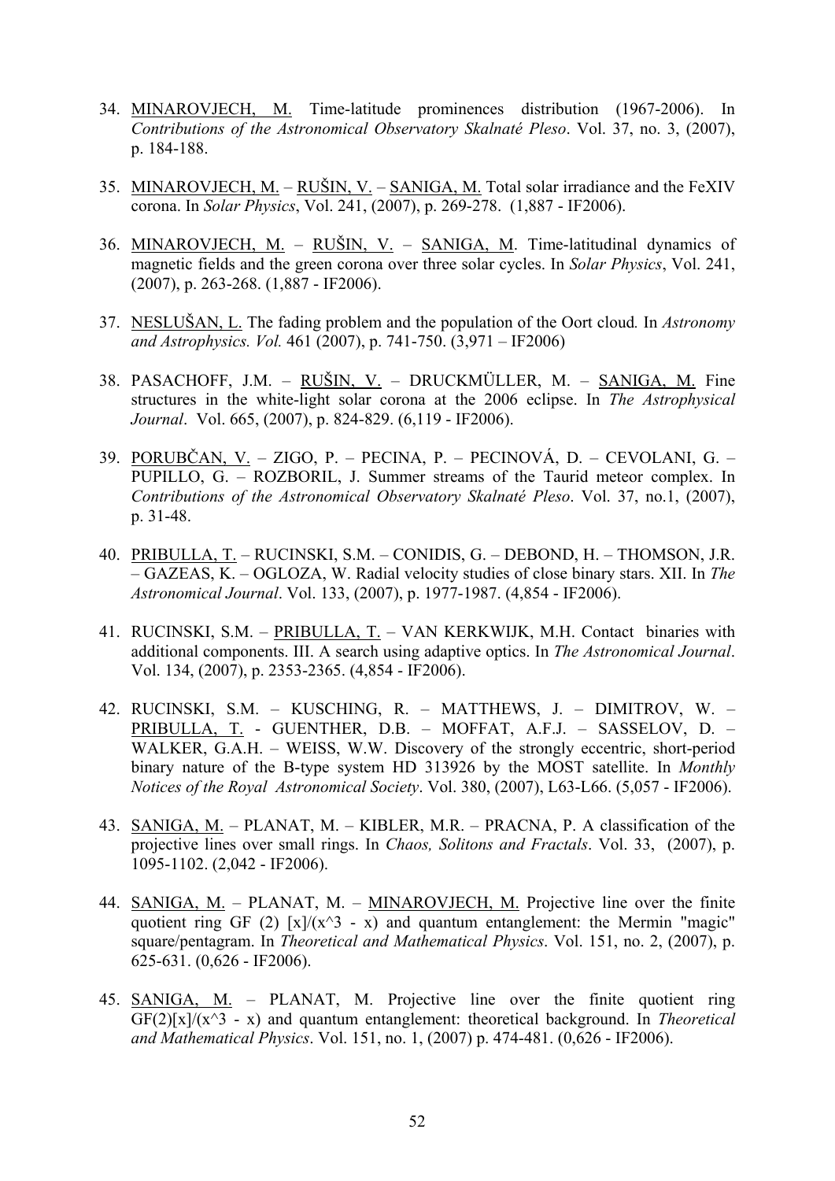34. MINAROVJECH, M. Time-latitude prominences distribution (1967-2006). In *Contributions of the Astronomical Observatory Skalnaté Pleso*. Vol. 37, no. 3, (2007), p. 184-188.

35. MINAROVJECH, M. – RUŠIN, V. – SANIGA, M. Total solar irradiance and the FeXIV corona. In *Solar Physics*, Vol. 241, (2007), p. 269-278. (1,887 - IF2006).

36. MINAROVJECH, M. – RUŠIN, V. – SANIGA, M. Time-latitudinal dynamics of magnetic fields and the green corona over three solar cycles. In *Solar Physics*, Vol. 241, (2007), p. 263-268. (1,887 - IF2006).

37. NESLUŠAN, L. The fading problem and the population of the Oort cloud. In *Astronomy and Astrophysics. Vol.* 461 (2007), p. 741-750. (3,971 – IF2006)

38. PASACHOFF, J.M. – RUŠIN, V. – DRUCKMÜLLER, M. – SANIGA, M. Fine structures in the white-light solar corona at the 2006 eclipse. In *The Astrophysical Journal*. Vol. 665, (2007), p. 824-829. (6,119 - IF2006).

39. PORUBČAN, V. – ZIGO, P. – PECINA, P. – PECINOVÁ, D. – CEVOLANI, G. – PUPILLO, G. – ROZBORIL, J. Summer streams of the Taurid meteor complex. In *Contributions of the Astronomical Observatory Skalnaté Pleso*. Vol. 37, no.1, (2007), p. 31-48.

40. PRIBULLA, T. – RUCINSKI, S.M. – CONIDIS, G. – DEBOND, H. – THOMSON, J.R. – GAZEAS, K. – OGLOZA, W. Radial velocity studies of close binary stars. XII. In *The Astronomical Journal*. Vol. 133, (2007), p. 1977-1987. (4,854 - IF2006).

41. RUCINSKI, S.M. – PRIBULLA, T. – VAN KERKWIJK, M.H. Contact binaries with additional components. III. A search using adaptive optics. In *The Astronomical Journal*. Vol. 134, (2007), p. 2353-2365. (4,854 - IF2006).

42. RUCINSKI, S.M. – KUSCHING, R. – MATTHEWS, J. – DIMITROV, W. – PRIBULLA, T. - GUENTHER, D.B. – MOFFAT, A.F.J. – SASSELOV, D. – WALKER, G.A.H. – WEISS, W.W. Discovery of the strongly eccentric, short-period binary nature of the B-type system HD 313926 by the MOST satellite. In *Monthly Notices of the Royal Astronomical Society*. Vol. 380, (2007), L63-L66. (5,057 - IF2006).

43. SANIGA, M. – PLANAT, M. – KIBLER, M.R. – PRACNA, P. A classification of the projective lines over small rings. In *Chaos, Solitons and Fractals*. Vol. 33, (2007), p. 1095-1102. (2,042 - IF2006).

44. SANIGA, M. – PLANAT, M. – MINAROVJECH, M. Projective line over the finite quotient ring GF (2) [x]/(x^3 - x) and quantum entanglement: the Mermin "magic" square/pentagram. In *Theoretical and Mathematical Physics*. Vol. 151, no. 2, (2007), p. 625-631. (0,626 - IF2006).

45. SANIGA, M. – PLANAT, M. Projective line over the finite quotient ring GF(2)[x]/(x^3 - x) and quantum entanglement: theoretical background. In *Theoretical and Mathematical Physics*. Vol. 151, no. 1, (2007) p. 474-481. (0,626 - IF2006).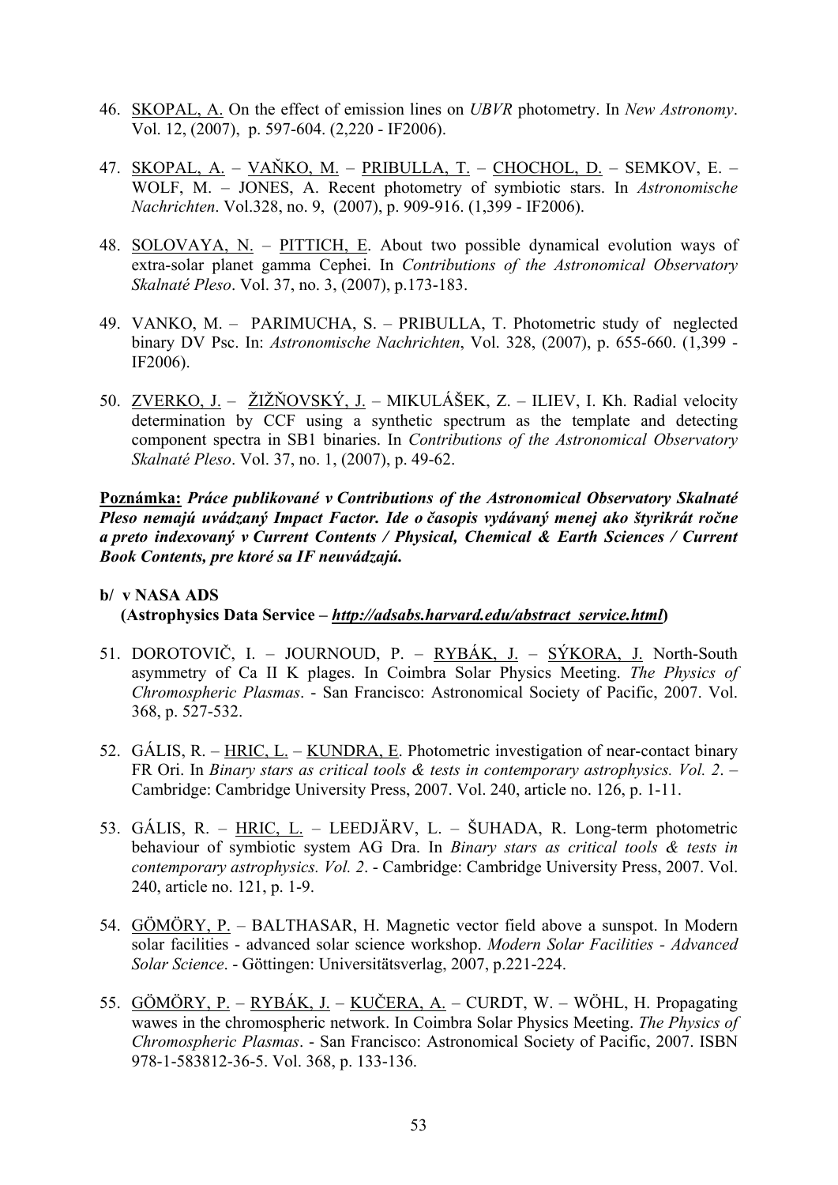46. SKOPAL, A. On the effect of emission lines on *UBVR* photometry. In *New Astronomy*. Vol. 12, (2007), p. 597-604. (2,220 - IF2006).

47. SKOPAL, A. – VAŇKO, M. – PRIBULLA, T. – CHOCHOL, D. – SEMKOV, E. – WOLF, M. – JONES, A. Recent photometry of symbiotic stars. In *Astronomische Nachrichten*. Vol.328, no. 9, (2007), p. 909-916. (1,399 - IF2006).

48. SOLOVAYA, N. – PITTICH, E. About two possible dynamical evolution ways of extra-solar planet gamma Cephei. In *Contributions of the Astronomical Observatory Skalnaté Pleso*. Vol. 37, no. 3, (2007), p.173-183.

49. VANKO, M. – PARIMUCHA, S. – PRIBULLA, T. Photometric study of neglected binary DV Psc. In: *Astronomische Nachrichten*, Vol. 328, (2007), p. 655-660. (1,399 - IF2006).

50. ZVERKO, J. – ŽIŽŇOVSKÝ, J. – MIKULÁŠEK, Z. – ILIEV, I. Kh. Radial velocity determination by CCF using a synthetic spectrum as the template and detecting component spectra in SB1 binaries. In *Contributions of the Astronomical Observatory Skalnaté Pleso*. Vol. 37, no. 1, (2007), p. 49-62.

**Poznámka:** ***Práce publikované v Contributions of the Astronomical Observatory Skalnaté Pleso nemajú uvádzaný Impact Factor. Ide o časopis vydávaný menej ako štyrikrát ročne a preto indexovaný v Current Contents / Physical, Chemical & Earth Sciences / Current Book Contents, pre ktoré sa IF neuvádzajú.***

**b/ v NASA ADS**
**(Astrophysics Data Service – *http://adsabs.harvard.edu/abstract_service.html*)**

51. DOROTOVIČ, I. – JOURNOUD, P. – RYBÁK, J. – SÝKORA, J. North-South asymmetry of Ca II K plages. In Coimbra Solar Physics Meeting. *The Physics of Chromospheric Plasmas*. - San Francisco: Astronomical Society of Pacific, 2007. Vol. 368, p. 527-532.

52. GÁLIS, R. – HRIC, L. – KUNDRA, E. Photometric investigation of near-contact binary FR Ori. In *Binary stars as critical tools & tests in contemporary astrophysics. Vol. 2*. – Cambridge: Cambridge University Press, 2007. Vol. 240, article no. 126, p. 1-11.

53. GÁLIS, R. – HRIC, L. – LEEDJÄRV, L. – ŠUHADA, R. Long-term photometric behaviour of symbiotic system AG Dra. In *Binary stars as critical tools & tests in contemporary astrophysics. Vol. 2*. - Cambridge: Cambridge University Press, 2007. Vol. 240, article no. 121, p. 1-9.

54. GÖMÖRY, P. – BALTHASAR, H. Magnetic vector field above a sunspot. In Modern solar facilities - advanced solar science workshop. *Modern Solar Facilities - Advanced Solar Science*. - Göttingen: Universitätsverlag, 2007, p.221-224.

55. GÖMÖRY, P. – RYBÁK, J. – KUČERA, A. – CURDT, W. – WÖHL, H. Propagating wawes in the chromospheric network. In Coimbra Solar Physics Meeting. *The Physics of Chromospheric Plasmas*. - San Francisco: Astronomical Society of Pacific, 2007. ISBN 978-1-583812-36-5. Vol. 368, p. 133-136.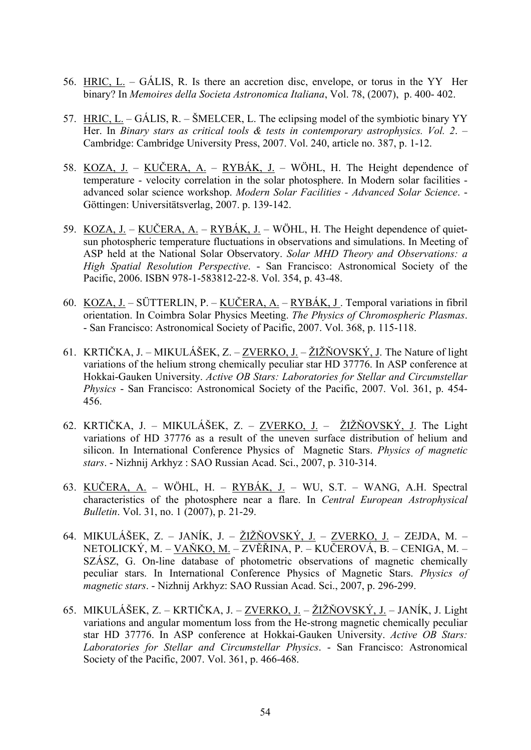56. <u>HRIC, L.</u> – GÁLIS, R. Is there an accretion disc, envelope, or torus in the YY Her binary? In *Memoires della Societa Astronomica Italiana*, Vol. 78, (2007), p. 400- 402.

57. <u>HRIC, L.</u> – GÁLIS, R. – ŠMELCER, L. The eclipsing model of the symbiotic binary YY Her. In *Binary stars as critical tools & tests in contemporary astrophysics. Vol. 2*. – Cambridge: Cambridge University Press, 2007. Vol. 240, article no. 387, p. 1-12.

58. <u>KOZA, J.</u> – <u>KUČERA, A.</u> – <u>RYBÁK, J.</u> – WÖHL, H. The Height dependence of temperature - velocity correlation in the solar photosphere. In Modern solar facilities - advanced solar science workshop. *Modern Solar Facilities - Advanced Solar Science*. - Göttingen: Universitätsverlag, 2007. p. 139-142.

59. <u>KOZA, J.</u> – <u>KUČERA, A.</u> – <u>RYBÁK, J.</u> – WÖHL, H. The Height dependence of quiet-sun photospheric temperature fluctuations in observations and simulations. In Meeting of ASP held at the National Solar Observatory. *Solar MHD Theory and Observations: a High Spatial Resolution Perspective*. - San Francisco: Astronomical Society of the Pacific, 2006. ISBN 978-1-583812-22-8. Vol. 354, p. 43-48.

60. <u>KOZA, J.</u> – SÜTTERLIN, P. – <u>KUČERA, A.</u> – <u>RYBÁK, J</u>. Temporal variations in fibril orientation. In Coimbra Solar Physics Meeting. *The Physics of Chromospheric Plasmas*. - San Francisco: Astronomical Society of Pacific, 2007. Vol. 368, p. 115-118.

61. KRTIČKA, J. – MIKULÁŠEK, Z. – <u>ZVERKO, J.</u> – <u>ŽIŽŇOVSKÝ, J</u>. The Nature of light variations of the helium strong chemically peculiar star HD 37776. In ASP conference at Hokkai-Gauken University. *Active OB Stars: Laboratories for Stellar and Circumstellar Physics* - San Francisco: Astronomical Society of the Pacific, 2007. Vol. 361, p. 454-456.

62. KRTIČKA, J. – MIKULÁŠEK, Z. – <u>ZVERKO, J.</u> – <u>ŽIŽŇOVSKÝ, J</u>. The Light variations of HD 37776 as a result of the uneven surface distribution of helium and silicon. In International Conference Physics of Magnetic Stars. *Physics of magnetic stars*. - Nizhnij Arkhyz : SAO Russian Acad. Sci., 2007, p. 310-314.

63. <u>KUČERA, A.</u> – WÖHL, H. – <u>RYBÁK, J.</u> – WU, S.T. – WANG, A.H. Spectral characteristics of the photosphere near a flare. In *Central European Astrophysical Bulletin*. Vol. 31, no. 1 (2007), p. 21-29.

64. MIKULÁŠEK, Z. – JANÍK, J. – <u>ŽIŽŇOVSKÝ, J.</u> – <u>ZVERKO, J.</u> – ZEJDA, M. – NETOLICKÝ, M. – <u>VAŇKO, M.</u> – ZVĚŘINA, P. – KUČEROVÁ, B. – CENIGA, M. – SZÁSZ, G. On-line database of photometric observations of magnetic chemically peculiar stars. In International Conference Physics of Magnetic Stars. *Physics of magnetic stars*. - Nizhnij Arkhyz: SAO Russian Acad. Sci., 2007, p. 296-299.

65. MIKULÁŠEK, Z. – KRTIČKA, J. – <u>ZVERKO, J.</u> – <u>ŽIŽŇOVSKÝ, J.</u> – JANÍK, J. Light variations and angular momentum loss from the He-strong magnetic chemically peculiar star HD 37776. In ASP conference at Hokkai-Gauken University. *Active OB Stars: Laboratories for Stellar and Circumstellar Physics*. - San Francisco: Astronomical Society of the Pacific, 2007. Vol. 361, p. 466-468.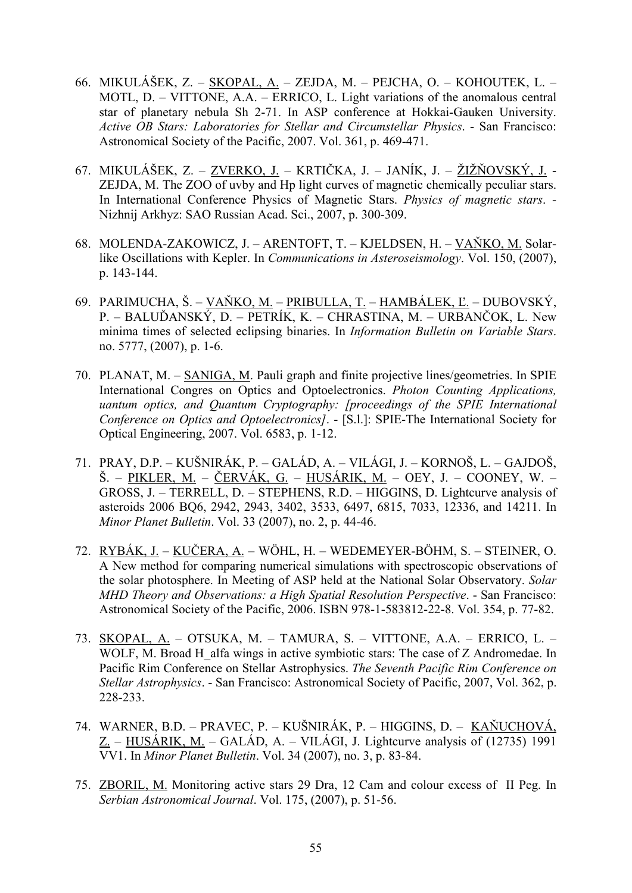66. MIKULÁŠEK, Z. – SKOPAL, A. – ZEJDA, M. – PEJCHA, O. – KOHOUTEK, L. – MOTL, D. – VITTONE, A.A. – ERRICO, L. Light variations of the anomalous central star of planetary nebula Sh 2-71. In ASP conference at Hokkai-Gauken University. *Active OB Stars: Laboratories for Stellar and Circumstellar Physics*. - San Francisco: Astronomical Society of the Pacific, 2007. Vol. 361, p. 469-471.

67. MIKULÁŠEK, Z. – ZVERKO, J. – KRTIČKA, J. – JANÍK, J. – ŽIŽŇOVSKÝ, J. - ZEJDA, M. The ZOO of uvby and Hp light curves of magnetic chemically peculiar stars. In International Conference Physics of Magnetic Stars. *Physics of magnetic stars*. - Nizhnij Arkhyz: SAO Russian Acad. Sci., 2007, p. 300-309.

68. MOLENDA-ZAKOWICZ, J. – ARENTOFT, T. – KJELDSEN, H. – VAŇKO, M. Solar-like Oscillations with Kepler. In *Communications in Asteroseismology*. Vol. 150, (2007), p. 143-144.

69. PARIMUCHA, Š. – VAŇKO, M. – PRIBULLA, T. – HAMBÁLEK, Ľ. – DUBOVSKÝ, P. – BALUĎANSKÝ, D. – PETRÍK, K. – CHRASTINA, M. – URBANČOK, L. New minima times of selected eclipsing binaries. In *Information Bulletin on Variable Stars*. no. 5777, (2007), p. 1-6.

70. PLANAT, M. – SANIGA, M. Pauli graph and finite projective lines/geometries. In SPIE International Congres on Optics and Optoelectronics. *Photon Counting Applications, uantum optics, and Quantum Cryptography: [proceedings of the SPIE International Conference on Optics and Optoelectronics]*. - [S.l.]: SPIE-The International Society for Optical Engineering, 2007. Vol. 6583, p. 1-12.

71. PRAY, D.P. – KUŠNIRÁK, P. – GALÁD, A. – VILÁGI, J. – KORNOŠ, L. – GAJDOŠ, Š. – PIKLER, M. – ČERVÁK, G. – HUSÁRIK, M. – OEY, J. – COONEY, W. – GROSS, J. – TERRELL, D. – STEPHENS, R.D. – HIGGINS, D. Lightcurve analysis of asteroids 2006 BQ6, 2942, 2943, 3402, 3533, 6497, 6815, 7033, 12336, and 14211. In *Minor Planet Bulletin*. Vol. 33 (2007), no. 2, p. 44-46.

72. RYBÁK, J. – KUČERA, A. – WÖHL, H. – WEDEMEYER-BÖHM, S. – STEINER, O. A New method for comparing numerical simulations with spectroscopic observations of the solar photosphere. In Meeting of ASP held at the National Solar Observatory. *Solar MHD Theory and Observations: a High Spatial Resolution Perspective*. - San Francisco: Astronomical Society of the Pacific, 2006. ISBN 978-1-583812-22-8. Vol. 354, p. 77-82.

73. SKOPAL, A. – OTSUKA, M. – TAMURA, S. – VITTONE, A.A. – ERRICO, L. – WOLF, M. Broad H_alfa wings in active symbiotic stars: The case of Z Andromedae. In Pacific Rim Conference on Stellar Astrophysics. *The Seventh Pacific Rim Conference on Stellar Astrophysics*. - San Francisco: Astronomical Society of Pacific, 2007, Vol. 362, p. 228-233.

74. WARNER, B.D. – PRAVEC, P. – KUŠNIRÁK, P. – HIGGINS, D. – KAŇUCHOVÁ, Z. – HUSÁRIK, M. – GALÁD, A. – VILÁGI, J. Lightcurve analysis of (12735) 1991 VV1. In *Minor Planet Bulletin*. Vol. 34 (2007), no. 3, p. 83-84.

75. ZBORIL, M. Monitoring active stars 29 Dra, 12 Cam and colour excess of II Peg. In *Serbian Astronomical Journal*. Vol. 175, (2007), p. 51-56.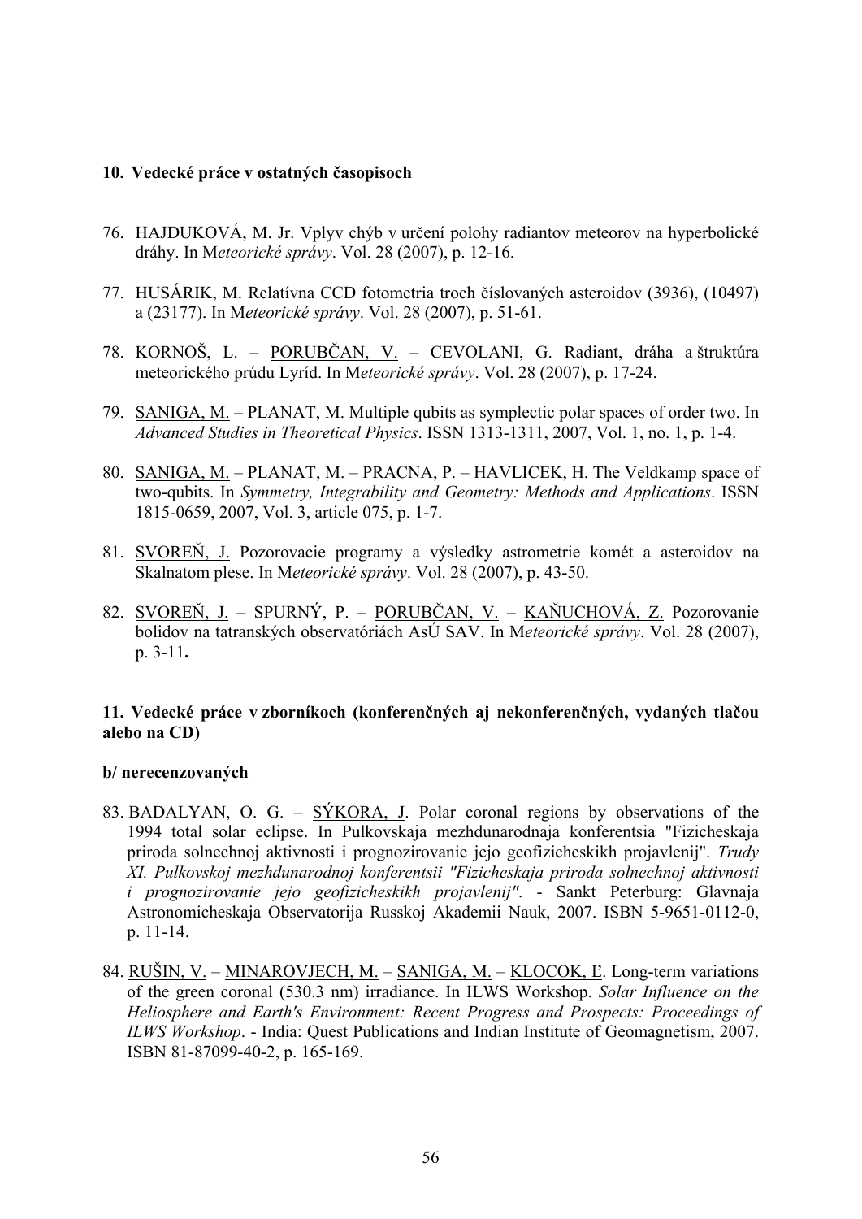## 10. Vedecké práce v ostatných časopisoch

76. HAJDUKOVÁ, M. Jr. Vplyv chýb v určení polohy radiantov meteorov na hyperbolické dráhy. In M*eteorické správy*. Vol. 28 (2007), p. 12-16.

77. HUSÁRIK, M. Relatívna CCD fotometria troch číslovaných asteroidov (3936), (10497) a (23177). In M*eteorické správy*. Vol. 28 (2007), p. 51-61.

78. KORNOŠ, L. – PORUBČAN, V. – CEVOLANI, G. Radiant, dráha a štruktúra meteorického prúdu Lyríd. In M*eteorické správy*. Vol. 28 (2007), p. 17-24.

79. SANIGA, M. – PLANAT, M. Multiple qubits as symplectic polar spaces of order two. In *Advanced Studies in Theoretical Physics*. ISSN 1313-1311, 2007, Vol. 1, no. 1, p. 1-4.

80. SANIGA, M. – PLANAT, M. – PRACNA, P. – HAVLICEK, H. The Veldkamp space of two-qubits. In *Symmetry, Integrability and Geometry: Methods and Applications*. ISSN 1815-0659, 2007, Vol. 3, article 075, p. 1-7.

81. SVOREŇ, J. Pozorovacie programy a výsledky astrometrie komét a asteroidov na Skalnatom plese. In M*eteorické správy*. Vol. 28 (2007), p. 43-50.

82. SVOREŇ, J. – SPURNÝ, P. – PORUBČAN, V. – KAŇUCHOVÁ, Z. Pozorovanie bolidov na tatranských observatóriách AsÚ SAV. In M*eteorické správy*. Vol. 28 (2007), p. 3-11**.**

## 11. Vedecké práce v zborníkoch (konferenčných aj nekonferenčných, vydaných tlačou alebo na CD)

### b/ nerecenzovaných

83. BADALYAN, O. G. – SÝKORA, J. Polar coronal regions by observations of the 1994 total solar eclipse. In Pulkovskaja mezhdunarodnaja konferentsia "Fizicheskaja priroda solnechnoj aktivnosti i prognozirovanie jejo geofizicheskikh projavlenij". *Trudy XI. Pulkovskoj mezhdunarodnoj konferentsii "Fizicheskaja priroda solnechnoj aktivnosti i prognozirovanie jejo geofizicheskikh projavlenij"*. - Sankt Peterburg: Glavnaja Astronomicheskaja Observatorija Russkoj Akademii Nauk, 2007. ISBN 5-9651-0112-0, p. 11-14.

84. RUŠIN, V. – MINAROVJECH, M. – SANIGA, M. – KLOCOK, Ľ. Long-term variations of the green coronal (530.3 nm) irradiance. In ILWS Workshop. *Solar Influence on the Heliosphere and Earth's Environment: Recent Progress and Prospects: Proceedings of ILWS Workshop*. - India: Quest Publications and Indian Institute of Geomagnetism, 2007. ISBN 81-87099-40-2, p. 165-169.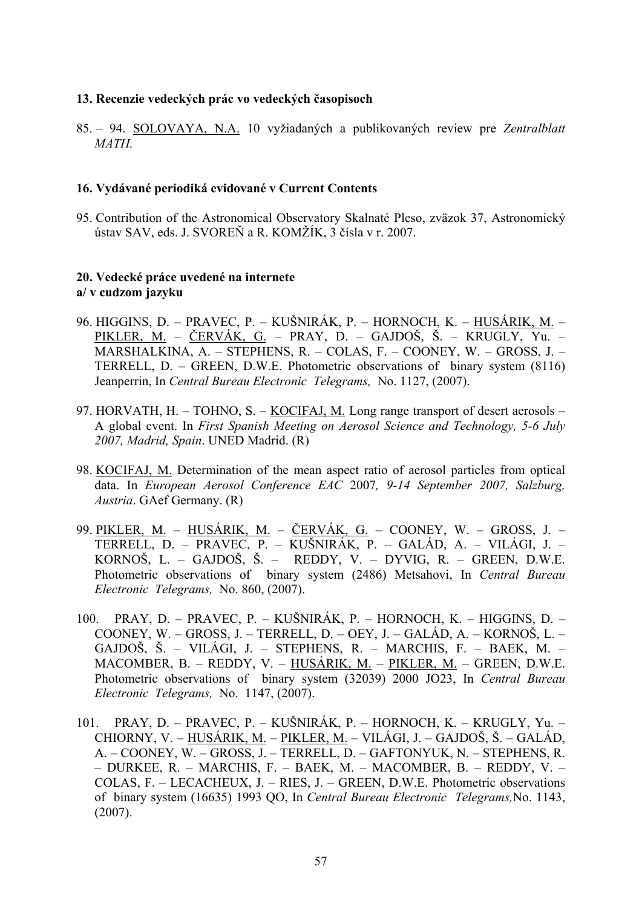**13. Recenzie vedeckých prác vo vedeckých časopisoch**

85. – 94. <u>SOLOVAYA, N.A.</u> 10 vyžiadaných a publikovaných review pre *Zentralblatt MATH.*

**16. Vydávané periodiká evidované v Current Contents**

95. Contribution of the Astronomical Observatory Skalnaté Pleso, zväzok 37, Astronomický ústav SAV, eds. J. SVOREŇ a R. KOMŽÍK, 3 čísla v r. 2007.

**20. Vedecké práce uvedené na internete**
**a/ v cudzom jazyku**

96. HIGGINS, D. – PRAVEC, P. – KUŠNIRÁK, P. – HORNOCH, K. – <u>HUSÁRIK, M.</u> – <u>PIKLER, M.</u> – <u>ČERVÁK, G.</u> – PRAY, D. – GAJDOŠ, Š. – KRUGLY, Yu. – MARSHALKINA, A. – STEPHENS, R. – COLAS, F. – COONEY, W. – GROSS, J. – TERRELL, D. – GREEN, D.W.E. Photometric observations of binary system (8116) Jeanperrin, In *Central Bureau Electronic Telegrams,* No. 1127, (2007).

97. HORVATH, H. – TOHNO, S. – <u>KOCIFAJ, M.</u> Long range transport of desert aerosols – A global event. In *First Spanish Meeting on Aerosol Science and Technology, 5-6 July 2007, Madrid, Spain*. UNED Madrid. (R)

98. <u>KOCIFAJ, M.</u> Determination of the mean aspect ratio of aerosol particles from optical data. In *European Aerosol Conference EAC* 2007*, 9-14 September 2007, Salzburg, Austria*. GAef Germany. (R)

99. <u>PIKLER, M.</u> – <u>HUSÁRIK, M.</u> – <u>ČERVÁK, G.</u> – COONEY, W. – GROSS, J. – TERRELL, D. – PRAVEC, P. – KUŠNIRÁK, P. – GALÁD, A. – VILÁGI, J. – KORNOŠ, L. – GAJDOŠ, Š. – REDDY, V. – DYVIG, R. – GREEN, D.W.E. Photometric observations of binary system (2486) Metsahovi, In *Central Bureau Electronic Telegrams,* No. 860, (2007).

100. PRAY, D. – PRAVEC, P. – KUŠNIRÁK, P. – HORNOCH, K. – HIGGINS, D. – COONEY, W. – GROSS, J. – TERRELL, D. – OEY, J. – GALÁD, A. – KORNOŠ, L. – GAJDOŠ, Š. – VILÁGI, J. – STEPHENS, R. – MARCHIS, F. – BAEK, M. – MACOMBER, B. – REDDY, V. – <u>HUSÁRIK, M.</u> – <u>PIKLER, M.</u> – GREEN, D.W.E. Photometric observations of binary system (32039) 2000 JO23, In *Central Bureau Electronic Telegrams,* No. 1147, (2007).

101. PRAY, D. – PRAVEC, P. – KUŠNIRÁK, P. – HORNOCH, K. – KRUGLY, Yu. – CHIORNY, V. – <u>HUSÁRIK, M.</u> – <u>PIKLER, M.</u> – VILÁGI, J. – GAJDOŠ, Š. – GALÁD, A. – COONEY, W. – GROSS, J. – TERRELL, D. – GAFTONYUK, N. – STEPHENS, R. – DURKEE, R. – MARCHIS, F. – BAEK, M. – MACOMBER, B. – REDDY, V. – COLAS, F. – LECACHEUX, J. – RIES, J. – GREEN, D.W.E. Photometric observations of binary system (16635) 1993 QO, In *Central Bureau Electronic Telegrams,*No. 1143, (2007).